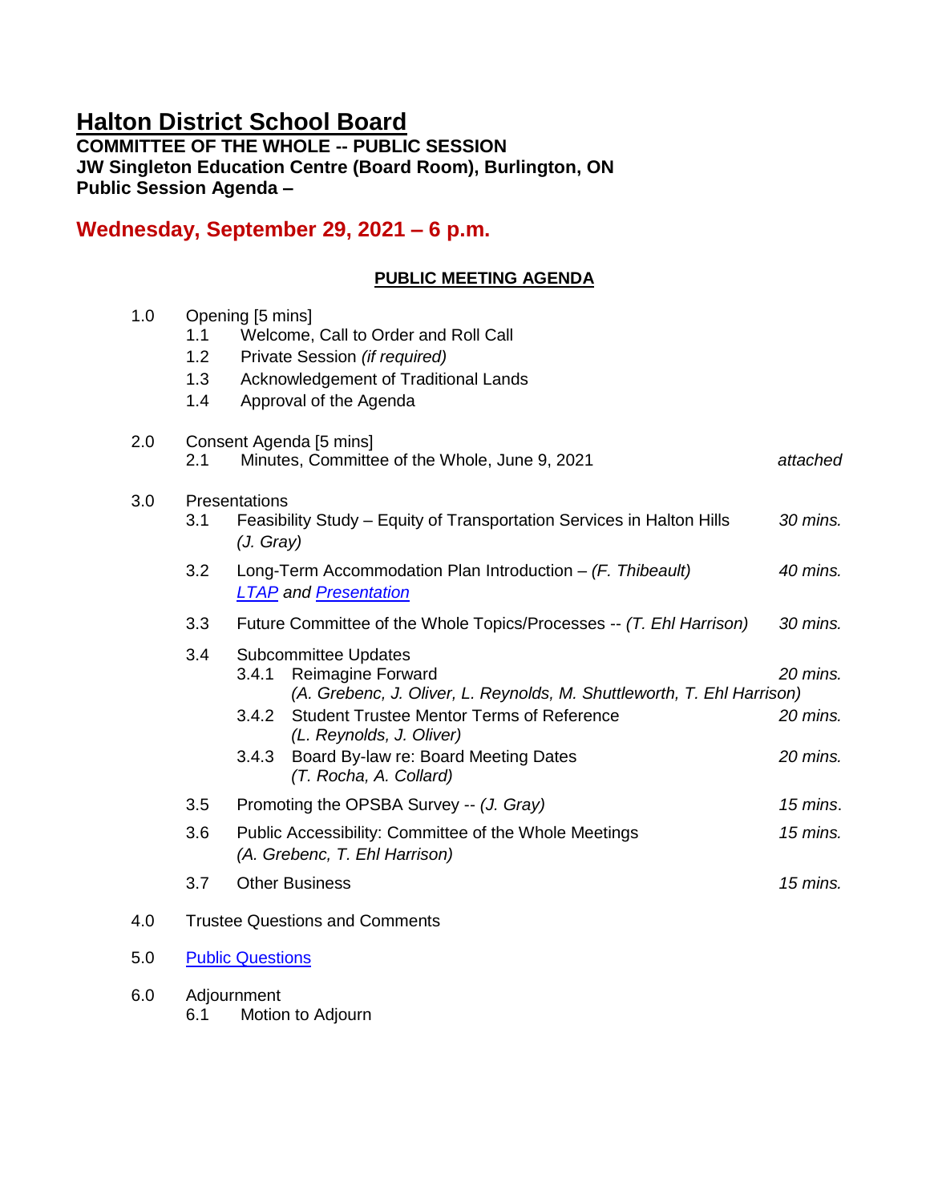# Halton District School Board

**COMMITTEE OF THE WHOLE -- PUBLIC SESSION**
**JW Singleton Education Centre (Board Room), Burlington, ON**
**Public Session Agenda –**

## Wednesday, September 29, 2021 – 6 p.m.

### PUBLIC MEETING AGENDA

1.0 Opening [5 mins]
- 1.1 Welcome, Call to Order and Roll Call
- 1.2 Private Session *(if required)*
- 1.3 Acknowledgement of Traditional Lands
- 1.4 Approval of the Agenda

2.0 Consent Agenda [5 mins]
- 2.1 Minutes, Committee of the Whole, June 9, 2021 — *attached*

3.0 Presentations
- 3.1 Feasibility Study – Equity of Transportation Services in Halton Hills *(J. Gray)* — *30 mins.*
- 3.2 Long-Term Accommodation Plan Introduction – *(F. Thibeault)* *LTAP and Presentation* — *40 mins.*
- 3.3 Future Committee of the Whole Topics/Processes -- *(T. Ehl Harrison)* — *30 mins.*
- 3.4 Subcommittee Updates
  - 3.4.1 Reimagine Forward *(A. Grebenc, J. Oliver, L. Reynolds, M. Shuttleworth, T. Ehl Harrison)* — *20 mins.*
  - 3.4.2 Student Trustee Mentor Terms of Reference *(L. Reynolds, J. Oliver)* — *20 mins.*
  - 3.4.3 Board By-law re: Board Meeting Dates *(T. Rocha, A. Collard)* — *20 mins.*
- 3.5 Promoting the OPSBA Survey -- *(J. Gray)* — *15 mins.*
- 3.6 Public Accessibility: Committee of the Whole Meetings *(A. Grebenc, T. Ehl Harrison)* — *15 mins.*
- 3.7 Other Business — *15 mins.*

4.0 Trustee Questions and Comments

5.0 Public Questions

6.0 Adjournment
- 6.1 Motion to Adjourn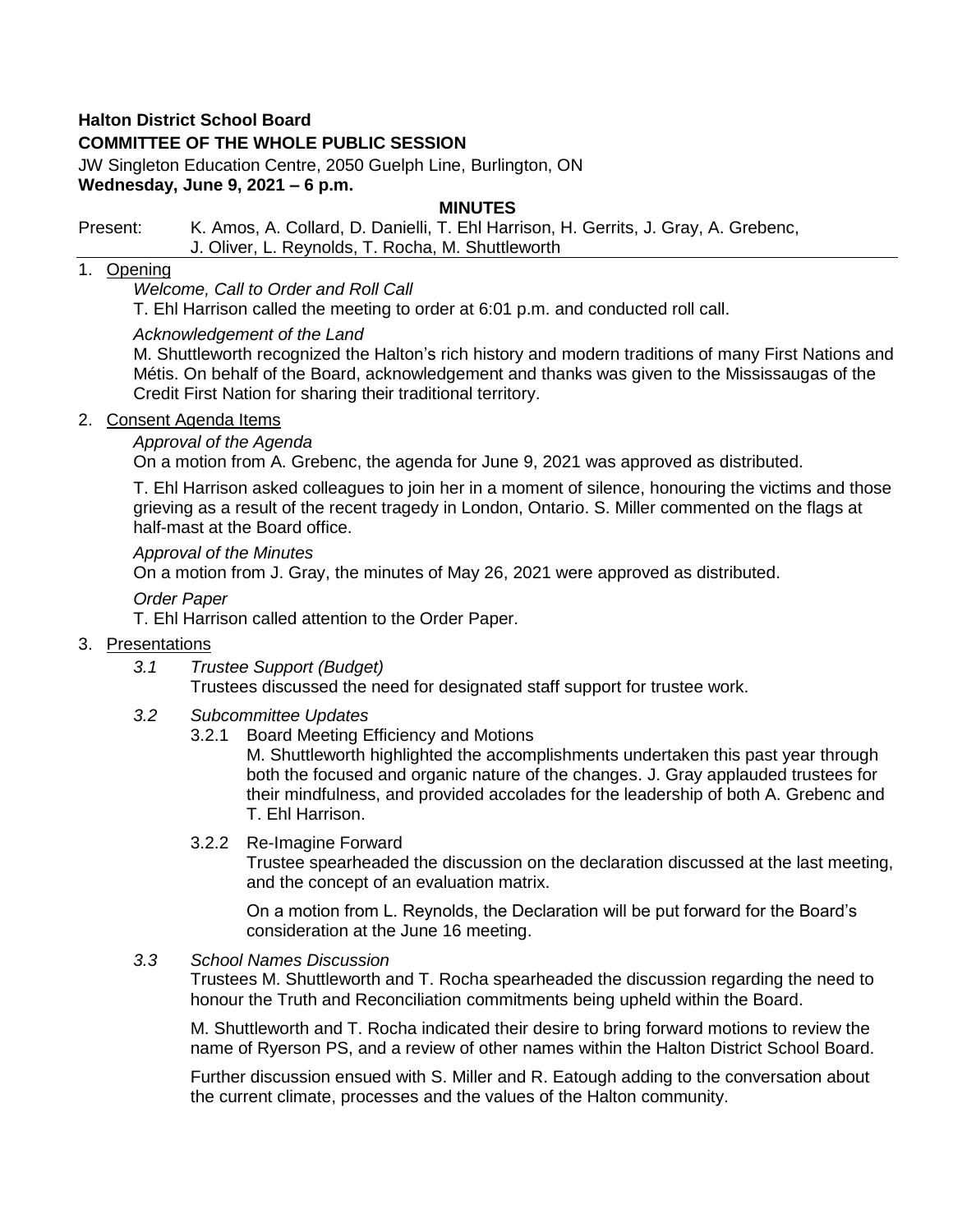**Halton District School Board**

**COMMITTEE OF THE WHOLE PUBLIC SESSION**

JW Singleton Education Centre, 2050 Guelph Line, Burlington, ON

**Wednesday, June 9, 2021 – 6 p.m.**

**MINUTES**

Present: K. Amos, A. Collard, D. Danielli, T. Ehl Harrison, H. Gerrits, J. Gray, A. Grebenc, J. Oliver, L. Reynolds, T. Rocha, M. Shuttleworth

1. Opening

   *Welcome, Call to Order and Roll Call*

   T. Ehl Harrison called the meeting to order at 6:01 p.m. and conducted roll call.

   *Acknowledgement of the Land*

   M. Shuttleworth recognized the Halton's rich history and modern traditions of many First Nations and Métis. On behalf of the Board, acknowledgement and thanks was given to the Mississaugas of the Credit First Nation for sharing their traditional territory.

2. Consent Agenda Items

   *Approval of the Agenda*

   On a motion from A. Grebenc, the agenda for June 9, 2021 was approved as distributed.

   T. Ehl Harrison asked colleagues to join her in a moment of silence, honouring the victims and those grieving as a result of the recent tragedy in London, Ontario. S. Miller commented on the flags at half-mast at the Board office.

   *Approval of the Minutes*

   On a motion from J. Gray, the minutes of May 26, 2021 were approved as distributed.

   *Order Paper*

   T. Ehl Harrison called attention to the Order Paper.

3. Presentations

   *3.1 Trustee Support (Budget)*

   Trustees discussed the need for designated staff support for trustee work.

   *3.2 Subcommittee Updates*

   3.2.1 Board Meeting Efficiency and Motions

   M. Shuttleworth highlighted the accomplishments undertaken this past year through both the focused and organic nature of the changes. J. Gray applauded trustees for their mindfulness, and provided accolades for the leadership of both A. Grebenc and T. Ehl Harrison.

   3.2.2 Re-Imagine Forward

   Trustee spearheaded the discussion on the declaration discussed at the last meeting, and the concept of an evaluation matrix.

   On a motion from L. Reynolds, the Declaration will be put forward for the Board's consideration at the June 16 meeting.

   *3.3 School Names Discussion*

   Trustees M. Shuttleworth and T. Rocha spearheaded the discussion regarding the need to honour the Truth and Reconciliation commitments being upheld within the Board.

   M. Shuttleworth and T. Rocha indicated their desire to bring forward motions to review the name of Ryerson PS, and a review of other names within the Halton District School Board.

   Further discussion ensued with S. Miller and R. Eatough adding to the conversation about the current climate, processes and the values of the Halton community.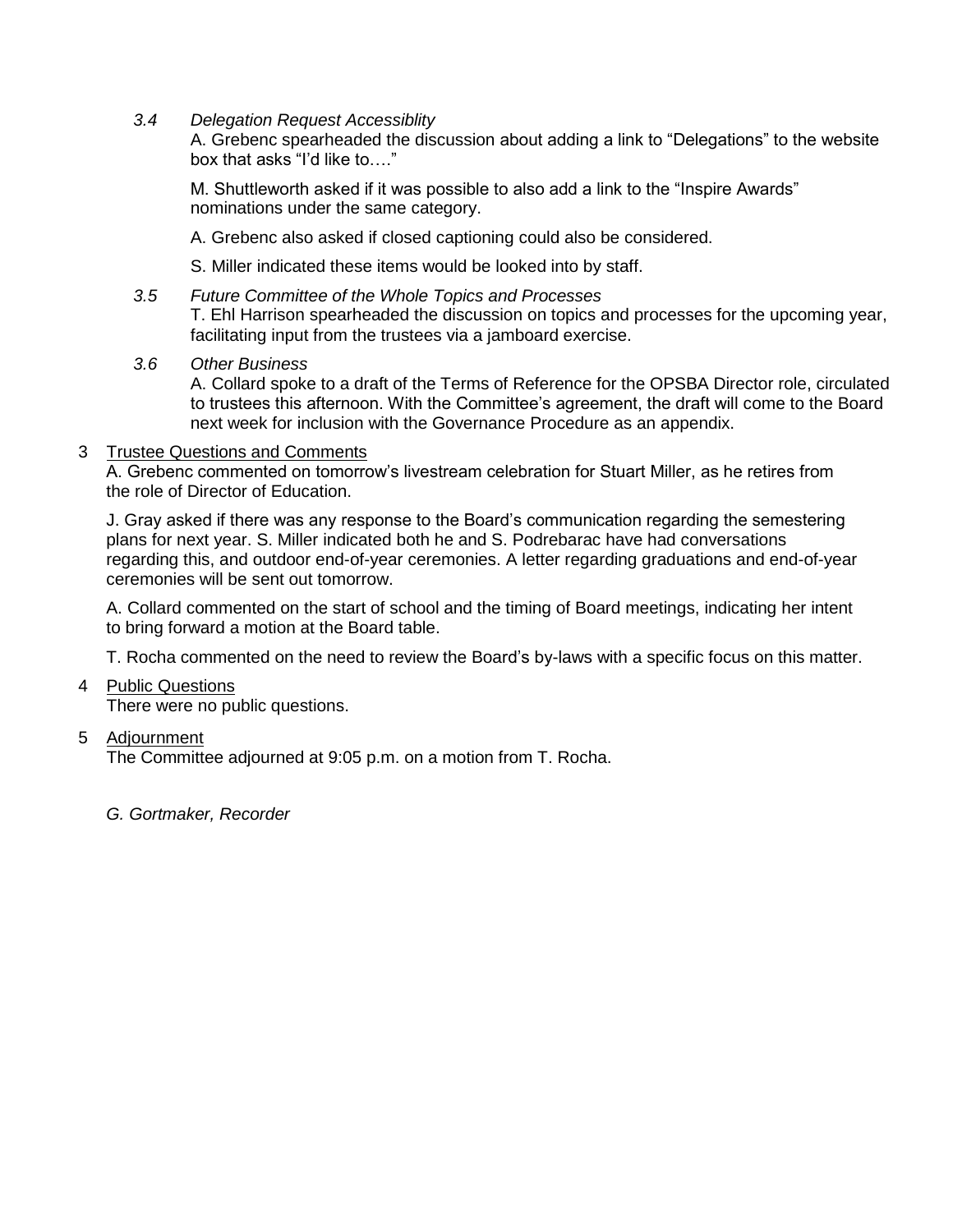*3.4 Delegation Request Accessiblity*

A. Grebenc spearheaded the discussion about adding a link to “Delegations” to the website box that asks “I’d like to….”

M. Shuttleworth asked if it was possible to also add a link to the “Inspire Awards” nominations under the same category.

A. Grebenc also asked if closed captioning could also be considered.

S. Miller indicated these items would be looked into by staff.

*3.5 Future Committee of the Whole Topics and Processes*

T. Ehl Harrison spearheaded the discussion on topics and processes for the upcoming year, facilitating input from the trustees via a jamboard exercise.

*3.6 Other Business*

A. Collard spoke to a draft of the Terms of Reference for the OPSBA Director role, circulated to trustees this afternoon. With the Committee’s agreement, the draft will come to the Board next week for inclusion with the Governance Procedure as an appendix.

3 Trustee Questions and Comments

A. Grebenc commented on tomorrow’s livestream celebration for Stuart Miller, as he retires from the role of Director of Education.

J. Gray asked if there was any response to the Board’s communication regarding the semestering plans for next year. S. Miller indicated both he and S. Podrebarac have had conversations regarding this, and outdoor end-of-year ceremonies. A letter regarding graduations and end-of-year ceremonies will be sent out tomorrow.

A. Collard commented on the start of school and the timing of Board meetings, indicating her intent to bring forward a motion at the Board table.

T. Rocha commented on the need to review the Board’s by-laws with a specific focus on this matter.

4 Public Questions

There were no public questions.

5 Adjournment

The Committee adjourned at 9:05 p.m. on a motion from T. Rocha.

*G. Gortmaker, Recorder*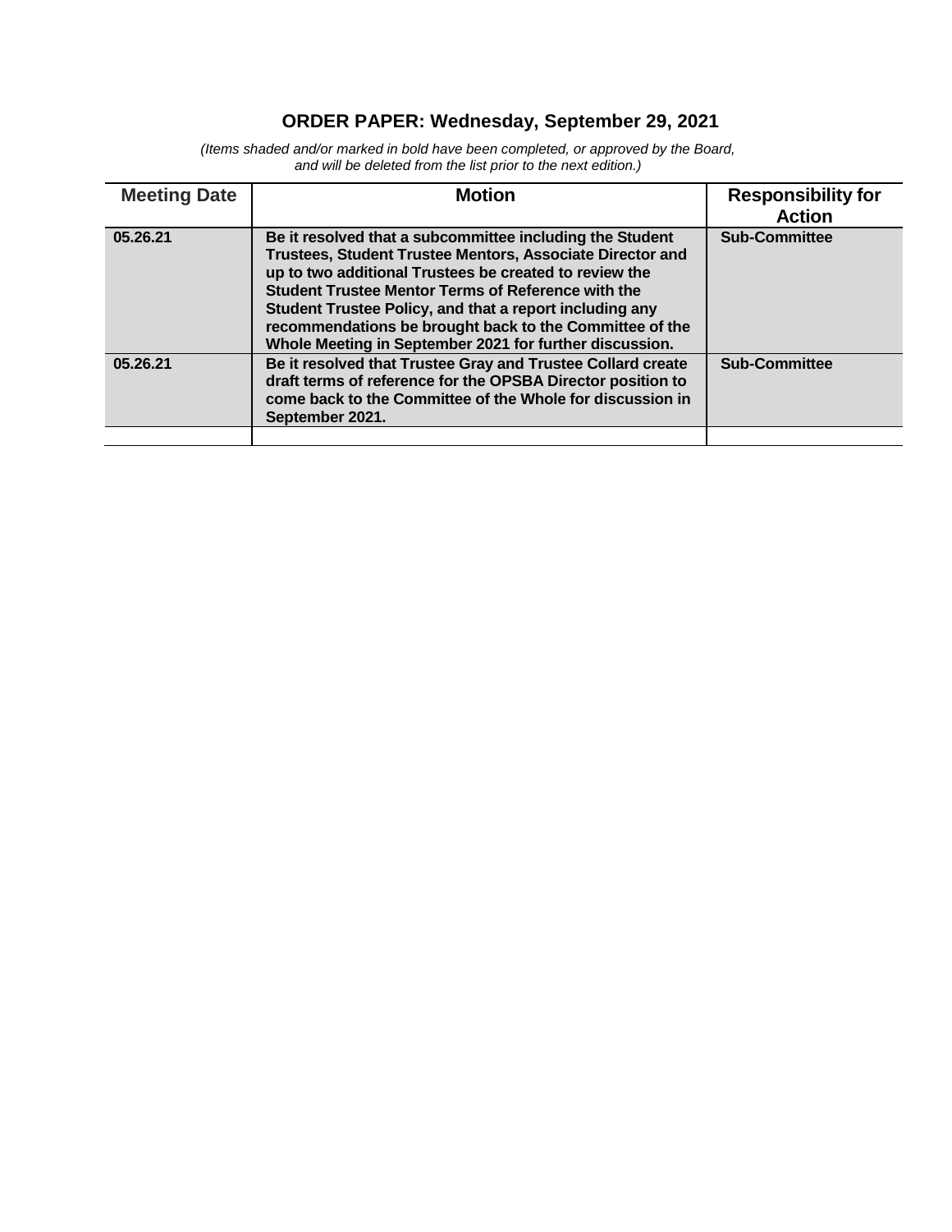## ORDER PAPER: Wednesday, September 29, 2021

*(Items shaded and/or marked in bold have been completed, or approved by the Board, and will be deleted from the list prior to the next edition.)*

| Meeting Date | Motion | Responsibility for Action |
|---|---|---|
| **05.26.21** | **Be it resolved that a subcommittee including the Student Trustees, Student Trustee Mentors, Associate Director and up to two additional Trustees be created to review the Student Trustee Mentor Terms of Reference with the Student Trustee Policy, and that a report including any recommendations be brought back to the Committee of the Whole Meeting in September 2021 for further discussion.** | **Sub-Committee** |
| **05.26.21** | **Be it resolved that Trustee Gray and Trustee Collard create draft terms of reference for the OPSBA Director position to come back to the Committee of the Whole for discussion in September 2021.** | **Sub-Committee** |
| | | |